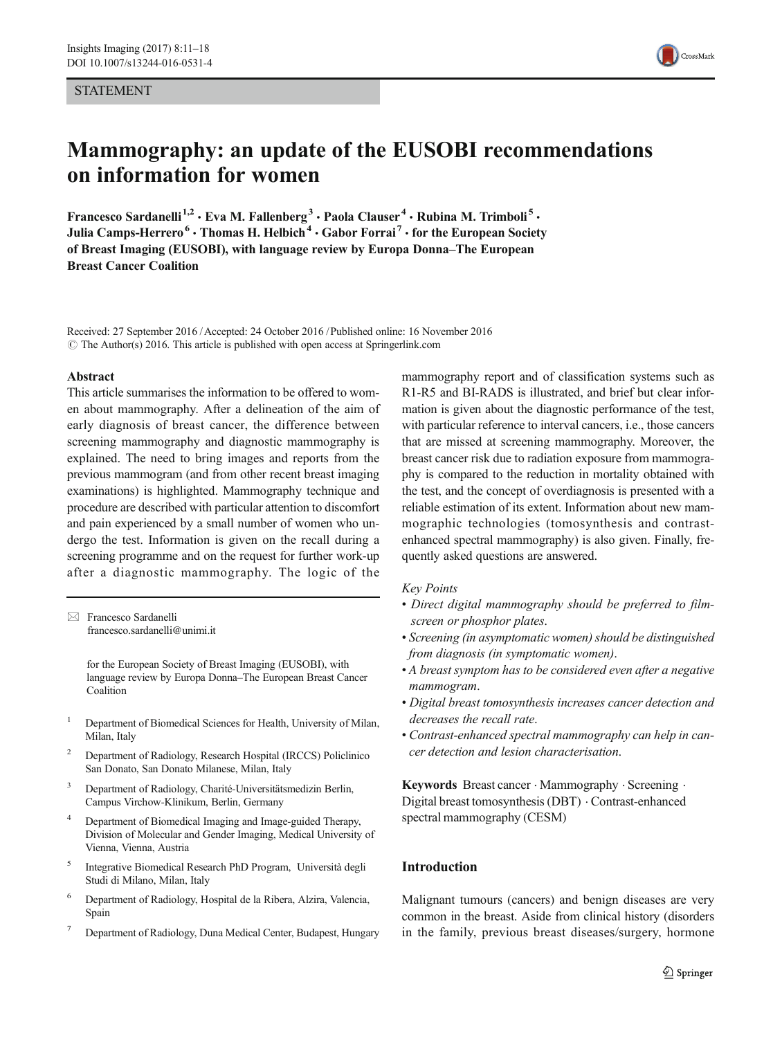STATEMENT

# Mammography: an update of the EUSOBI recommendations on information for women

**Francesco Sardanelli[1,2] · Eva M. Fallenberg[3] · Paola Clauser[4] · Rubina M. Trimboli[5] · Julia Camps-Herrero[6] · Thomas H. Helbich[4] · Gabor Forrai[7] · for the European Society of Breast Imaging (EUSOBI), with language review by Europa Donna–The European Breast Cancer Coalition**

Received: 27 September 2016 / Accepted: 24 October 2016 / Published online: 16 November 2016
© The Author(s) 2016. This article is published with open access at Springerlink.com

## Abstract

This article summarises the information to be offered to women about mammography. After a delineation of the aim of early diagnosis of breast cancer, the difference between screening mammography and diagnostic mammography is explained. The need to bring images and reports from the previous mammogram (and from other recent breast imaging examinations) is highlighted. Mammography technique and procedure are described with particular attention to discomfort and pain experienced by a small number of women who undergo the test. Information is given on the recall during a screening programme and on the request for further work-up after a diagnostic mammography. The logic of the mammography report and of classification systems such as R1-R5 and BI-RADS is illustrated, and brief but clear information is given about the diagnostic performance of the test, with particular reference to interval cancers, i.e., those cancers that are missed at screening mammography. Moreover, the breast cancer risk due to radiation exposure from mammography is compared to the reduction in mortality obtained with the test, and the concept of overdiagnosis is presented with a reliable estimation of its extent. Information about new mammographic technologies (tomosynthesis and contrast-enhanced spectral mammography) is also given. Finally, frequently asked questions are answered.

*Key Points*

- *Direct digital mammography should be preferred to film-screen or phosphor plates.*
- *Screening (in asymptomatic women) should be distinguished from diagnosis (in symptomatic women).*
- *A breast symptom has to be considered even after a negative mammogram.*
- *Digital breast tomosynthesis increases cancer detection and decreases the recall rate.*
- *Contrast-enhanced spectral mammography can help in cancer detection and lesion characterisation.*

**Keywords** Breast cancer · Mammography · Screening · Digital breast tomosynthesis (DBT) · Contrast-enhanced spectral mammography (CESM)

✉ Francesco Sardanelli
francesco.sardanelli@unimi.it

for the European Society of Breast Imaging (EUSOBI), with language review by Europa Donna–The European Breast Cancer Coalition

1. Department of Biomedical Sciences for Health, University of Milan, Milan, Italy
2. Department of Radiology, Research Hospital (IRCCS) Policlinico San Donato, San Donato Milanese, Milan, Italy
3. Department of Radiology, Charité-Universitätsmedizin Berlin, Campus Virchow-Klinikum, Berlin, Germany
4. Department of Biomedical Imaging and Image-guided Therapy, Division of Molecular and Gender Imaging, Medical University of Vienna, Vienna, Austria
5. Integrative Biomedical Research PhD Program, Università degli Studi di Milano, Milan, Italy
6. Department of Radiology, Hospital de la Ribera, Alzira, Valencia, Spain
7. Department of Radiology, Duna Medical Center, Budapest, Hungary

## Introduction

Malignant tumours (cancers) and benign diseases are very common in the breast. Aside from clinical history (disorders in the family, previous breast diseases/surgery, hormone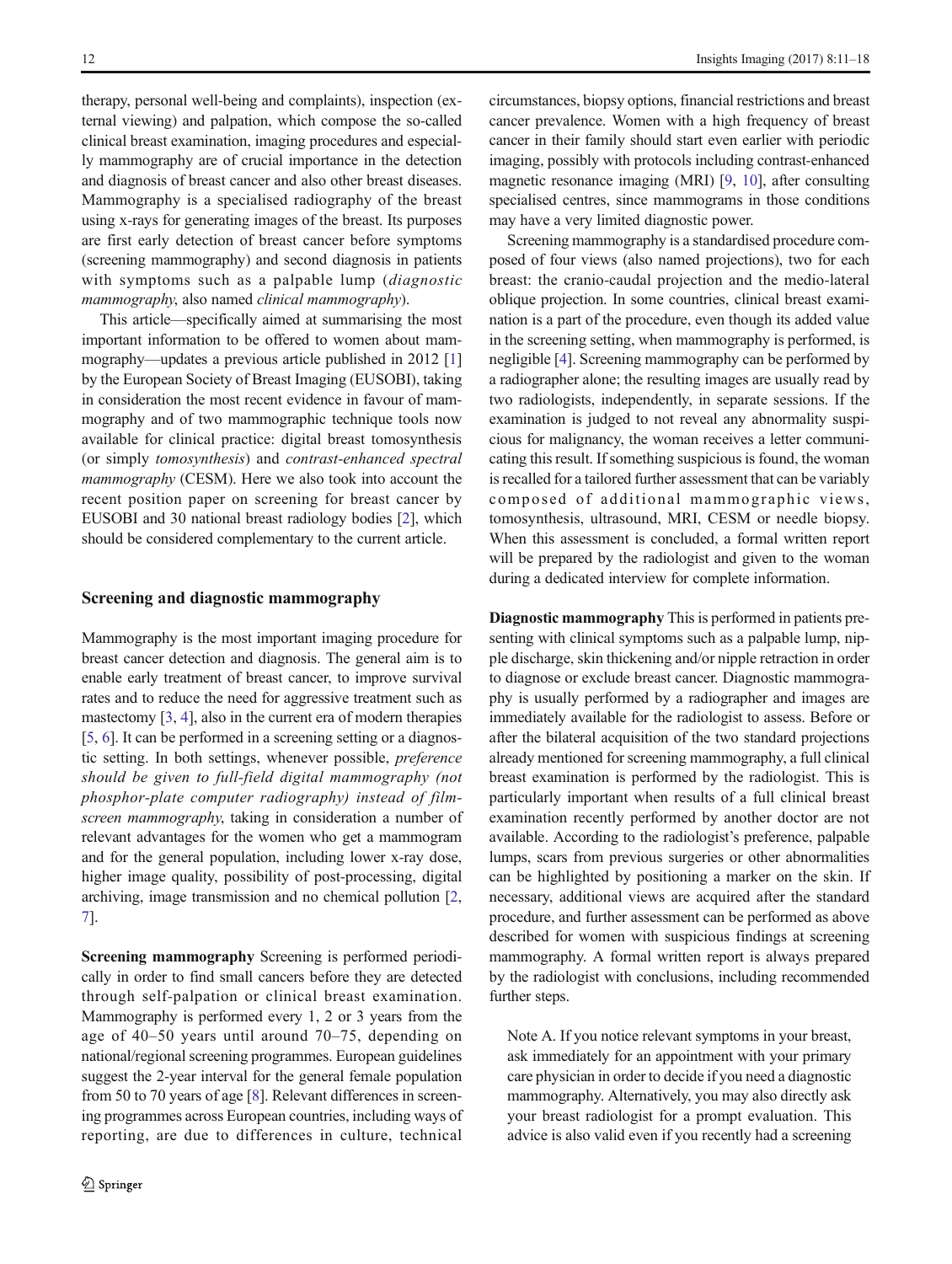therapy, personal well-being and complaints), inspection (external viewing) and palpation, which compose the so-called clinical breast examination, imaging procedures and especially mammography are of crucial importance in the detection and diagnosis of breast cancer and also other breast diseases. Mammography is a specialised radiography of the breast using x-rays for generating images of the breast. Its purposes are first early detection of breast cancer before symptoms (screening mammography) and second diagnosis in patients with symptoms such as a palpable lump (*diagnostic mammography*, also named *clinical mammography*).

This article—specifically aimed at summarising the most important information to be offered to women about mammography—updates a previous article published in 2012 [1] by the European Society of Breast Imaging (EUSOBI), taking in consideration the most recent evidence in favour of mammography and of two mammographic technique tools now available for clinical practice: digital breast tomosynthesis (or simply *tomosynthesis*) and *contrast-enhanced spectral mammography* (CESM). Here we also took into account the recent position paper on screening for breast cancer by EUSOBI and 30 national breast radiology bodies [2], which should be considered complementary to the current article.

## Screening and diagnostic mammography

Mammography is the most important imaging procedure for breast cancer detection and diagnosis. The general aim is to enable early treatment of breast cancer, to improve survival rates and to reduce the need for aggressive treatment such as mastectomy [3, 4], also in the current era of modern therapies [5, 6]. It can be performed in a screening setting or a diagnostic setting. In both settings, whenever possible, *preference should be given to full-field digital mammography (not phosphor-plate computer radiography) instead of film-screen mammography*, taking in consideration a number of relevant advantages for the women who get a mammogram and for the general population, including lower x-ray dose, higher image quality, possibility of post-processing, digital archiving, image transmission and no chemical pollution [2, 7].

**Screening mammography** Screening is performed periodically in order to find small cancers before they are detected through self-palpation or clinical breast examination. Mammography is performed every 1, 2 or 3 years from the age of 40–50 years until around 70–75, depending on national/regional screening programmes. European guidelines suggest the 2-year interval for the general female population from 50 to 70 years of age [8]. Relevant differences in screening programmes across European countries, including ways of reporting, are due to differences in culture, technical circumstances, biopsy options, financial restrictions and breast cancer prevalence. Women with a high frequency of breast cancer in their family should start even earlier with periodic imaging, possibly with protocols including contrast-enhanced magnetic resonance imaging (MRI) [9, 10], after consulting specialised centres, since mammograms in those conditions may have a very limited diagnostic power.

Screening mammography is a standardised procedure composed of four views (also named projections), two for each breast: the cranio-caudal projection and the medio-lateral oblique projection. In some countries, clinical breast examination is a part of the procedure, even though its added value in the screening setting, when mammography is performed, is negligible [4]. Screening mammography can be performed by a radiographer alone; the resulting images are usually read by two radiologists, independently, in separate sessions. If the examination is judged to not reveal any abnormality suspicious for malignancy, the woman receives a letter communicating this result. If something suspicious is found, the woman is recalled for a tailored further assessment that can be variably composed of additional mammographic views, tomosynthesis, ultrasound, MRI, CESM or needle biopsy. When this assessment is concluded, a formal written report will be prepared by the radiologist and given to the woman during a dedicated interview for complete information.

**Diagnostic mammography** This is performed in patients presenting with clinical symptoms such as a palpable lump, nipple discharge, skin thickening and/or nipple retraction in order to diagnose or exclude breast cancer. Diagnostic mammography is usually performed by a radiographer and images are immediately available for the radiologist to assess. Before or after the bilateral acquisition of the two standard projections already mentioned for screening mammography, a full clinical breast examination is performed by the radiologist. This is particularly important when results of a full clinical breast examination recently performed by another doctor are not available. According to the radiologist's preference, palpable lumps, scars from previous surgeries or other abnormalities can be highlighted by positioning a marker on the skin. If necessary, additional views are acquired after the standard procedure, and further assessment can be performed as above described for women with suspicious findings at screening mammography. A formal written report is always prepared by the radiologist with conclusions, including recommended further steps.

> Note A. If you notice relevant symptoms in your breast, ask immediately for an appointment with your primary care physician in order to decide if you need a diagnostic mammography. Alternatively, you may also directly ask your breast radiologist for a prompt evaluation. This advice is also valid even if you recently had a screening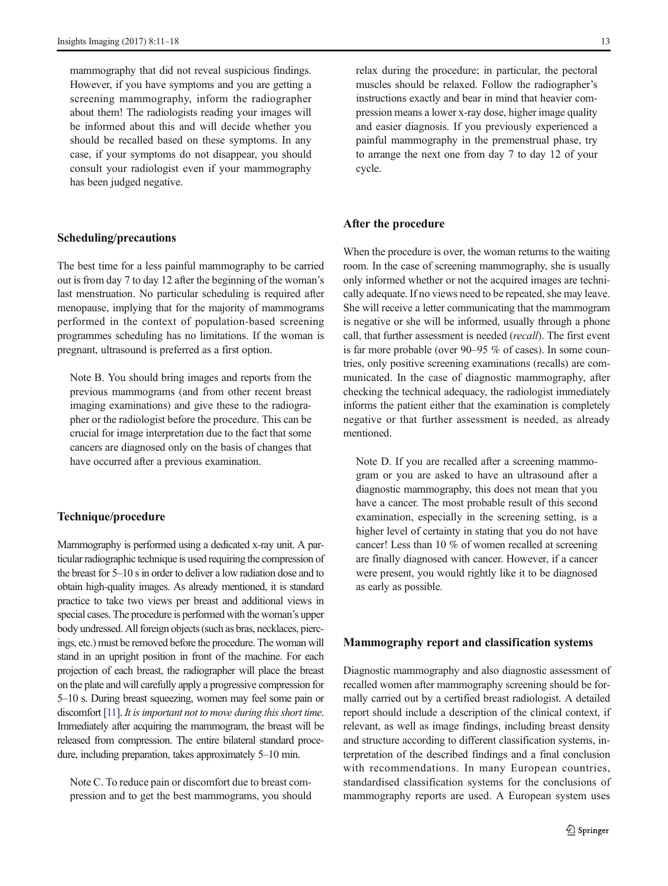mammography that did not reveal suspicious findings. However, if you have symptoms and you are getting a screening mammography, inform the radiographer about them! The radiologists reading your images will be informed about this and will decide whether you should be recalled based on these symptoms. In any case, if your symptoms do not disappear, you should consult your radiologist even if your mammography has been judged negative.

## Scheduling/precautions

The best time for a less painful mammography to be carried out is from day 7 to day 12 after the beginning of the woman's last menstruation. No particular scheduling is required after menopause, implying that for the majority of mammograms performed in the context of population-based screening programmes scheduling has no limitations. If the woman is pregnant, ultrasound is preferred as a first option.

Note B. You should bring images and reports from the previous mammograms (and from other recent breast imaging examinations) and give these to the radiographer or the radiologist before the procedure. This can be crucial for image interpretation due to the fact that some cancers are diagnosed only on the basis of changes that have occurred after a previous examination.

## Technique/procedure

Mammography is performed using a dedicated x-ray unit. A particular radiographic technique is used requiring the compression of the breast for 5–10 s in order to deliver a low radiation dose and to obtain high-quality images. As already mentioned, it is standard practice to take two views per breast and additional views in special cases. The procedure is performed with the woman's upper body undressed. All foreign objects (such as bras, necklaces, piercings, etc.) must be removed before the procedure. The woman will stand in an upright position in front of the machine. For each projection of each breast, the radiographer will place the breast on the plate and will carefully apply a progressive compression for 5–10 s. During breast squeezing, women may feel some pain or discomfort [11]. *It is important not to move during this short time.* Immediately after acquiring the mammogram, the breast will be released from compression. The entire bilateral standard procedure, including preparation, takes approximately 5–10 min.

Note C. To reduce pain or discomfort due to breast compression and to get the best mammograms, you should relax during the procedure; in particular, the pectoral muscles should be relaxed. Follow the radiographer's instructions exactly and bear in mind that heavier compression means a lower x-ray dose, higher image quality and easier diagnosis. If you previously experienced a painful mammography in the premenstrual phase, try to arrange the next one from day 7 to day 12 of your cycle.

## After the procedure

When the procedure is over, the woman returns to the waiting room. In the case of screening mammography, she is usually only informed whether or not the acquired images are technically adequate. If no views need to be repeated, she may leave. She will receive a letter communicating that the mammogram is negative or she will be informed, usually through a phone call, that further assessment is needed (*recall*). The first event is far more probable (over 90–95 % of cases). In some countries, only positive screening examinations (recalls) are communicated. In the case of diagnostic mammography, after checking the technical adequacy, the radiologist immediately informs the patient either that the examination is completely negative or that further assessment is needed, as already mentioned.

Note D. If you are recalled after a screening mammogram or you are asked to have an ultrasound after a diagnostic mammography, this does not mean that you have a cancer. The most probable result of this second examination, especially in the screening setting, is a higher level of certainty in stating that you do not have cancer! Less than 10 % of women recalled at screening are finally diagnosed with cancer. However, if a cancer were present, you would rightly like it to be diagnosed as early as possible.

## Mammography report and classification systems

Diagnostic mammography and also diagnostic assessment of recalled women after mammography screening should be formally carried out by a certified breast radiologist. A detailed report should include a description of the clinical context, if relevant, as well as image findings, including breast density and structure according to different classification systems, interpretation of the described findings and a final conclusion with recommendations. In many European countries, standardised classification systems for the conclusions of mammography reports are used. A European system uses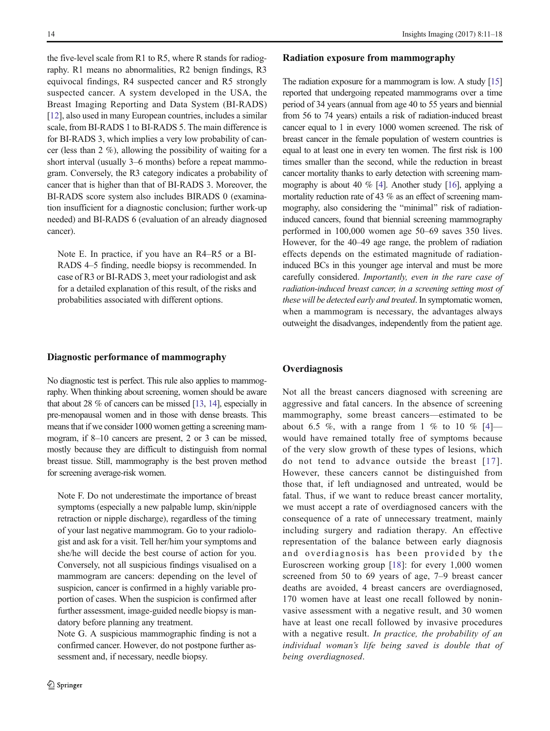the five-level scale from R1 to R5, where R stands for radiography. R1 means no abnormalities, R2 benign findings, R3 equivocal findings, R4 suspected cancer and R5 strongly suspected cancer. A system developed in the USA, the Breast Imaging Reporting and Data System (BI-RADS) [12], also used in many European countries, includes a similar scale, from BI-RADS 1 to BI-RADS 5. The main difference is for BI-RADS 3, which implies a very low probability of cancer (less than 2 %), allowing the possibility of waiting for a short interval (usually 3–6 months) before a repeat mammogram. Conversely, the R3 category indicates a probability of cancer that is higher than that of BI-RADS 3. Moreover, the BI-RADS score system also includes BIRADS 0 (examination insufficient for a diagnostic conclusion; further work-up needed) and BI-RADS 6 (evaluation of an already diagnosed cancer).

> Note E. In practice, if you have an R4–R5 or a BI-RADS 4–5 finding, needle biopsy is recommended. In case of R3 or BI-RADS 3, meet your radiologist and ask for a detailed explanation of this result, of the risks and probabilities associated with different options.

## Diagnostic performance of mammography

No diagnostic test is perfect. This rule also applies to mammography. When thinking about screening, women should be aware that about 28 % of cancers can be missed [13, 14], especially in pre-menopausal women and in those with dense breasts. This means that if we consider 1000 women getting a screening mammogram, if 8–10 cancers are present, 2 or 3 can be missed, mostly because they are difficult to distinguish from normal breast tissue. Still, mammography is the best proven method for screening average-risk women.

> Note F. Do not underestimate the importance of breast symptoms (especially a new palpable lump, skin/nipple retraction or nipple discharge), regardless of the timing of your last negative mammogram. Go to your radiologist and ask for a visit. Tell her/him your symptoms and she/he will decide the best course of action for you. Conversely, not all suspicious findings visualised on a mammogram are cancers: depending on the level of suspicion, cancer is confirmed in a highly variable proportion of cases. When the suspicion is confirmed after further assessment, image-guided needle biopsy is mandatory before planning any treatment.
>
> Note G. A suspicious mammographic finding is not a confirmed cancer. However, do not postpone further assessment and, if necessary, needle biopsy.

## Radiation exposure from mammography

The radiation exposure for a mammogram is low. A study [15] reported that undergoing repeated mammograms over a time period of 34 years (annual from age 40 to 55 years and biennial from 56 to 74 years) entails a risk of radiation-induced breast cancer equal to 1 in every 1000 women screened. The risk of breast cancer in the female population of western countries is equal to at least one in every ten women. The first risk is 100 times smaller than the second, while the reduction in breast cancer mortality thanks to early detection with screening mammography is about 40 % [4]. Another study [16], applying a mortality reduction rate of 43 % as an effect of screening mammography, also considering the "minimal" risk of radiation-induced cancers, found that biennial screening mammography performed in 100,000 women age 50–69 saves 350 lives. However, for the 40–49 age range, the problem of radiation effects depends on the estimated magnitude of radiation-induced BCs in this younger age interval and must be more carefully considered. *Importantly, even in the rare case of radiation-induced breast cancer, in a screening setting most of these will be detected early and treated*. In symptomatic women, when a mammogram is necessary, the advantages always outweight the disadvanges, independently from the patient age.

## Overdiagnosis

Not all the breast cancers diagnosed with screening are aggressive and fatal cancers. In the absence of screening mammography, some breast cancers—estimated to be about 6.5 %, with a range from 1 % to 10 % [4]—would have remained totally free of symptoms because of the very slow growth of these types of lesions, which do not tend to advance outside the breast [17]. However, these cancers cannot be distinguished from those that, if left undiagnosed and untreated, would be fatal. Thus, if we want to reduce breast cancer mortality, we must accept a rate of overdiagnosed cancers with the consequence of a rate of unnecessary treatment, mainly including surgery and radiation therapy. An effective representation of the balance between early diagnosis and overdiagnosis has been provided by the Euroscreen working group [18]: for every 1,000 women screened from 50 to 69 years of age, 7–9 breast cancer deaths are avoided, 4 breast cancers are overdiagnosed, 170 women have at least one recall followed by noninvasive assessment with a negative result, and 30 women have at least one recall followed by invasive procedures with a negative result. *In practice, the probability of an individual woman's life being saved is double that of being overdiagnosed*.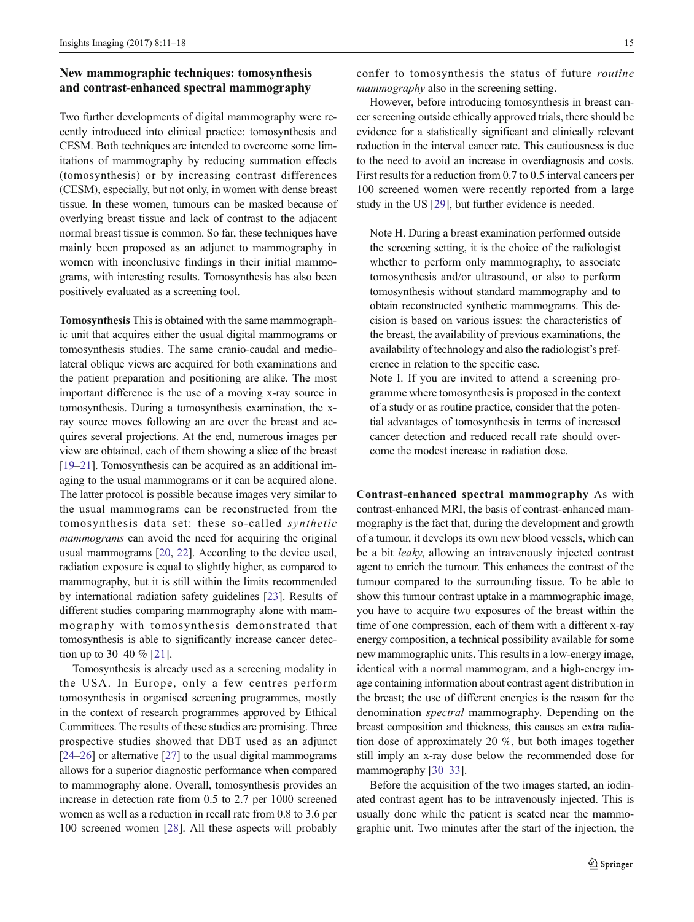## New mammographic techniques: tomosynthesis and contrast-enhanced spectral mammography

Two further developments of digital mammography were recently introduced into clinical practice: tomosynthesis and CESM. Both techniques are intended to overcome some limitations of mammography by reducing summation effects (tomosynthesis) or by increasing contrast differences (CESM), especially, but not only, in women with dense breast tissue. In these women, tumours can be masked because of overlying breast tissue and lack of contrast to the adjacent normal breast tissue is common. So far, these techniques have mainly been proposed as an adjunct to mammography in women with inconclusive findings in their initial mammograms, with interesting results. Tomosynthesis has also been positively evaluated as a screening tool.

**Tomosynthesis** This is obtained with the same mammographic unit that acquires either the usual digital mammograms or tomosynthesis studies. The same cranio-caudal and mediolateral oblique views are acquired for both examinations and the patient preparation and positioning are alike. The most important difference is the use of a moving x-ray source in tomosynthesis. During a tomosynthesis examination, the x-ray source moves following an arc over the breast and acquires several projections. At the end, numerous images per view are obtained, each of them showing a slice of the breast [19–21]. Tomosynthesis can be acquired as an additional imaging to the usual mammograms or it can be acquired alone. The latter protocol is possible because images very similar to the usual mammograms can be reconstructed from the tomosynthesis data set: these so-called *synthetic mammograms* can avoid the need for acquiring the original usual mammograms [20, 22]. According to the device used, radiation exposure is equal to slightly higher, as compared to mammography, but it is still within the limits recommended by international radiation safety guidelines [23]. Results of different studies comparing mammography alone with mammography with tomosynthesis demonstrated that tomosynthesis is able to significantly increase cancer detection up to 30–40 % [21].

Tomosynthesis is already used as a screening modality in the USA. In Europe, only a few centres perform tomosynthesis in organised screening programmes, mostly in the context of research programmes approved by Ethical Committees. The results of these studies are promising. Three prospective studies showed that DBT used as an adjunct [24–26] or alternative [27] to the usual digital mammograms allows for a superior diagnostic performance when compared to mammography alone. Overall, tomosynthesis provides an increase in detection rate from 0.5 to 2.7 per 1000 screened women as well as a reduction in recall rate from 0.8 to 3.6 per 100 screened women [28]. All these aspects will probably confer to tomosynthesis the status of future *routine mammography* also in the screening setting.

However, before introducing tomosynthesis in breast cancer screening outside ethically approved trials, there should be evidence for a statistically significant and clinically relevant reduction in the interval cancer rate. This cautiousness is due to the need to avoid an increase in overdiagnosis and costs. First results for a reduction from 0.7 to 0.5 interval cancers per 100 screened women were recently reported from a large study in the US [29], but further evidence is needed.

> Note H. During a breast examination performed outside the screening setting, it is the choice of the radiologist whether to perform only mammography, to associate tomosynthesis and/or ultrasound, or also to perform tomosynthesis without standard mammography and to obtain reconstructed synthetic mammograms. This decision is based on various issues: the characteristics of the breast, the availability of previous examinations, the availability of technology and also the radiologist's preference in relation to the specific case.
>
> Note I. If you are invited to attend a screening programme where tomosynthesis is proposed in the context of a study or as routine practice, consider that the potential advantages of tomosynthesis in terms of increased cancer detection and reduced recall rate should overcome the modest increase in radiation dose.

**Contrast-enhanced spectral mammography** As with contrast-enhanced MRI, the basis of contrast-enhanced mammography is the fact that, during the development and growth of a tumour, it develops its own new blood vessels, which can be a bit *leaky*, allowing an intravenously injected contrast agent to enrich the tumour. This enhances the contrast of the tumour compared to the surrounding tissue. To be able to show this tumour contrast uptake in a mammographic image, you have to acquire two exposures of the breast within the time of one compression, each of them with a different x-ray energy composition, a technical possibility available for some new mammographic units. This results in a low-energy image, identical with a normal mammogram, and a high-energy image containing information about contrast agent distribution in the breast; the use of different energies is the reason for the denomination *spectral* mammography. Depending on the breast composition and thickness, this causes an extra radiation dose of approximately 20 %, but both images together still imply an x-ray dose below the recommended dose for mammography [30–33].

Before the acquisition of the two images started, an iodinated contrast agent has to be intravenously injected. This is usually done while the patient is seated near the mammographic unit. Two minutes after the start of the injection, the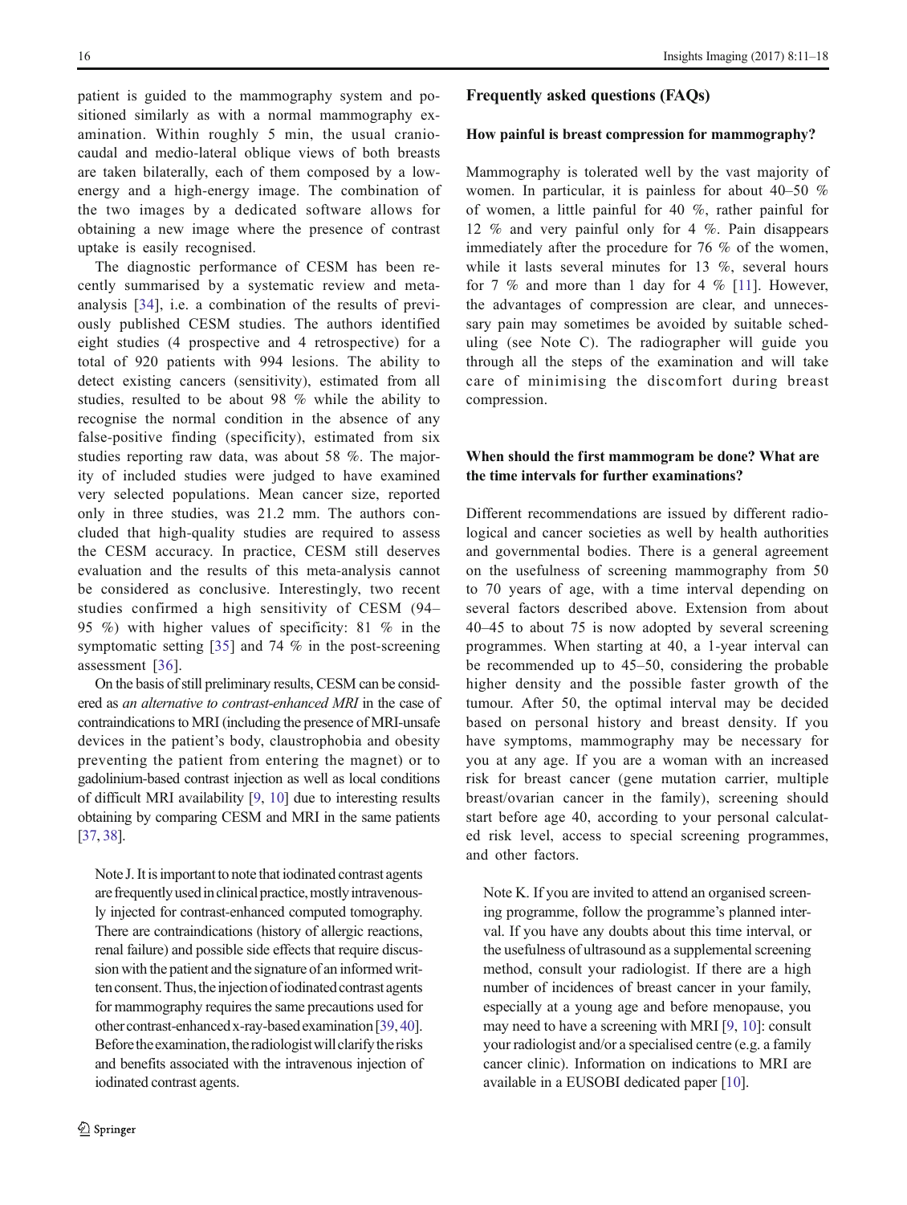patient is guided to the mammography system and positioned similarly as with a normal mammography examination. Within roughly 5 min, the usual craniocaudal and medio-lateral oblique views of both breasts are taken bilaterally, each of them composed by a low-energy and a high-energy image. The combination of the two images by a dedicated software allows for obtaining a new image where the presence of contrast uptake is easily recognised.

The diagnostic performance of CESM has been recently summarised by a systematic review and meta-analysis [34], i.e. a combination of the results of previously published CESM studies. The authors identified eight studies (4 prospective and 4 retrospective) for a total of 920 patients with 994 lesions. The ability to detect existing cancers (sensitivity), estimated from all studies, resulted to be about 98 % while the ability to recognise the normal condition in the absence of any false-positive finding (specificity), estimated from six studies reporting raw data, was about 58 %. The majority of included studies were judged to have examined very selected populations. Mean cancer size, reported only in three studies, was 21.2 mm. The authors concluded that high-quality studies are required to assess the CESM accuracy. In practice, CESM still deserves evaluation and the results of this meta-analysis cannot be considered as conclusive. Interestingly, two recent studies confirmed a high sensitivity of CESM (94–95 %) with higher values of specificity: 81 % in the symptomatic setting [35] and 74 % in the post-screening assessment [36].

On the basis of still preliminary results, CESM can be considered as *an alternative to contrast-enhanced MRI* in the case of contraindications to MRI (including the presence of MRI-unsafe devices in the patient's body, claustrophobia and obesity preventing the patient from entering the magnet) or to gadolinium-based contrast injection as well as local conditions of difficult MRI availability [9, 10] due to interesting results obtaining by comparing CESM and MRI in the same patients [37, 38].

> Note J. It is important to note that iodinated contrast agents are frequently used in clinical practice, mostly intravenously injected for contrast-enhanced computed tomography. There are contraindications (history of allergic reactions, renal failure) and possible side effects that require discussion with the patient and the signature of an informed written consent. Thus, the injection of iodinated contrast agents for mammography requires the same precautions used for other contrast-enhanced x-ray-based examination [39, 40]. Before the examination, the radiologist will clarify the risks and benefits associated with the intravenous injection of iodinated contrast agents.

## Frequently asked questions (FAQs)

### How painful is breast compression for mammography?

Mammography is tolerated well by the vast majority of women. In particular, it is painless for about 40–50 % of women, a little painful for 40 %, rather painful for 12 % and very painful only for 4 %. Pain disappears immediately after the procedure for 76 % of the women, while it lasts several minutes for 13 %, several hours for 7 % and more than 1 day for 4 % [11]. However, the advantages of compression are clear, and unnecessary pain may sometimes be avoided by suitable scheduling (see Note C). The radiographer will guide you through all the steps of the examination and will take care of minimising the discomfort during breast compression.

### When should the first mammogram be done? What are the time intervals for further examinations?

Different recommendations are issued by different radiological and cancer societies as well by health authorities and governmental bodies. There is a general agreement on the usefulness of screening mammography from 50 to 70 years of age, with a time interval depending on several factors described above. Extension from about 40–45 to about 75 is now adopted by several screening programmes. When starting at 40, a 1-year interval can be recommended up to 45–50, considering the probable higher density and the possible faster growth of the tumour. After 50, the optimal interval may be decided based on personal history and breast density. If you have symptoms, mammography may be necessary for you at any age. If you are a woman with an increased risk for breast cancer (gene mutation carrier, multiple breast/ovarian cancer in the family), screening should start before age 40, according to your personal calculated risk level, access to special screening programmes, and other factors.

> Note K. If you are invited to attend an organised screening programme, follow the programme's planned interval. If you have any doubts about this time interval, or the usefulness of ultrasound as a supplemental screening method, consult your radiologist. If there are a high number of incidences of breast cancer in your family, especially at a young age and before menopause, you may need to have a screening with MRI [9, 10]: consult your radiologist and/or a specialised centre (e.g. a family cancer clinic). Information on indications to MRI are available in a EUSOBI dedicated paper [10].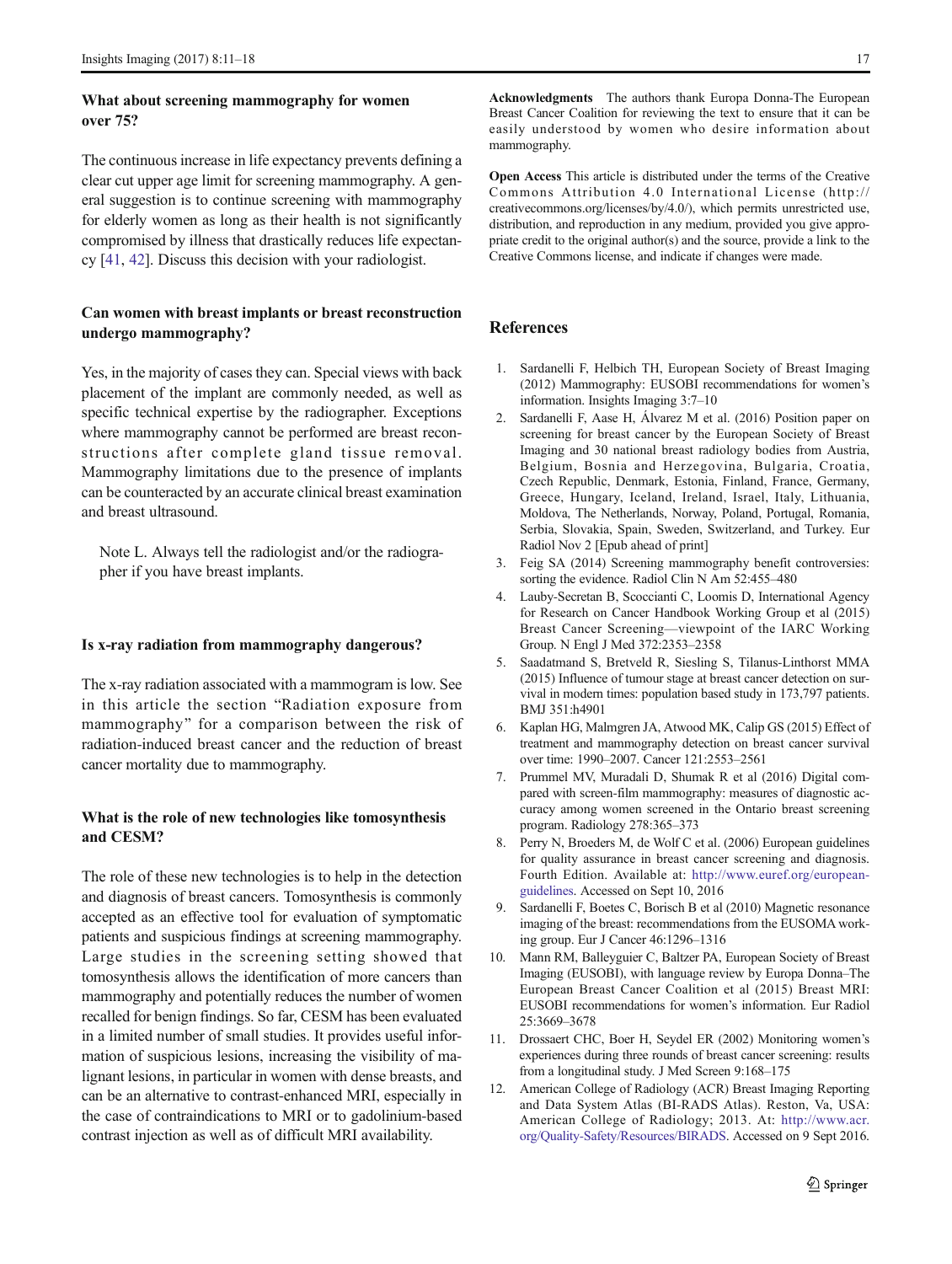### What about screening mammography for women over 75?

The continuous increase in life expectancy prevents defining a clear cut upper age limit for screening mammography. A general suggestion is to continue screening with mammography for elderly women as long as their health is not significantly compromised by illness that drastically reduces life expectancy [41, 42]. Discuss this decision with your radiologist.

### Can women with breast implants or breast reconstruction undergo mammography?

Yes, in the majority of cases they can. Special views with back placement of the implant are commonly needed, as well as specific technical expertise by the radiographer. Exceptions where mammography cannot be performed are breast reconstructions after complete gland tissue removal. Mammography limitations due to the presence of implants can be counteracted by an accurate clinical breast examination and breast ultrasound.

> Note L. Always tell the radiologist and/or the radiographer if you have breast implants.

### Is x-ray radiation from mammography dangerous?

The x-ray radiation associated with a mammogram is low. See in this article the section "Radiation exposure from mammography" for a comparison between the risk of radiation-induced breast cancer and the reduction of breast cancer mortality due to mammography.

### What is the role of new technologies like tomosynthesis and CESM?

The role of these new technologies is to help in the detection and diagnosis of breast cancers. Tomosynthesis is commonly accepted as an effective tool for evaluation of symptomatic patients and suspicious findings at screening mammography. Large studies in the screening setting showed that tomosynthesis allows the identification of more cancers than mammography and potentially reduces the number of women recalled for benign findings. So far, CESM has been evaluated in a limited number of small studies. It provides useful information of suspicious lesions, increasing the visibility of malignant lesions, in particular in women with dense breasts, and can be an alternative to contrast-enhanced MRI, especially in the case of contraindications to MRI or to gadolinium-based contrast injection as well as of difficult MRI availability.

**Acknowledgments** The authors thank Europa Donna-The European Breast Cancer Coalition for reviewing the text to ensure that it can be easily understood by women who desire information about mammography.

**Open Access** This article is distributed under the terms of the Creative Commons Attribution 4.0 International License (http://creativecommons.org/licenses/by/4.0/), which permits unrestricted use, distribution, and reproduction in any medium, provided you give appropriate credit to the original author(s) and the source, provide a link to the Creative Commons license, and indicate if changes were made.

## References

1. Sardanelli F, Helbich TH, European Society of Breast Imaging (2012) Mammography: EUSOBI recommendations for women's information. Insights Imaging 3:7–10
2. Sardanelli F, Aase H, Álvarez M et al. (2016) Position paper on screening for breast cancer by the European Society of Breast Imaging and 30 national breast radiology bodies from Austria, Belgium, Bosnia and Herzegovina, Bulgaria, Croatia, Czech Republic, Denmark, Estonia, Finland, France, Germany, Greece, Hungary, Iceland, Ireland, Israel, Italy, Lithuania, Moldova, The Netherlands, Norway, Poland, Portugal, Romania, Serbia, Slovakia, Spain, Sweden, Switzerland, and Turkey. Eur Radiol Nov 2 [Epub ahead of print]
3. Feig SA (2014) Screening mammography benefit controversies: sorting the evidence. Radiol Clin N Am 52:455–480
4. Lauby-Secretan B, Scoccianti C, Loomis D, International Agency for Research on Cancer Handbook Working Group et al (2015) Breast Cancer Screening—viewpoint of the IARC Working Group. N Engl J Med 372:2353–2358
5. Saadatmand S, Bretveld R, Siesling S, Tilanus-Linthorst MMA (2015) Influence of tumour stage at breast cancer detection on survival in modern times: population based study in 173,797 patients. BMJ 351:h4901
6. Kaplan HG, Malmgren JA, Atwood MK, Calip GS (2015) Effect of treatment and mammography detection on breast cancer survival over time: 1990–2007. Cancer 121:2553–2561
7. Prummel MV, Muradali D, Shumak R et al (2016) Digital compared with screen-film mammography: measures of diagnostic accuracy among women screened in the Ontario breast screening program. Radiology 278:365–373
8. Perry N, Broeders M, de Wolf C et al. (2006) European guidelines for quality assurance in breast cancer screening and diagnosis. Fourth Edition. Available at: http://www.euref.org/european-guidelines. Accessed on Sept 10, 2016
9. Sardanelli F, Boetes C, Borisch B et al (2010) Magnetic resonance imaging of the breast: recommendations from the EUSOMA working group. Eur J Cancer 46:1296–1316
10. Mann RM, Balleyguier C, Baltzer PA, European Society of Breast Imaging (EUSOBI), with language review by Europa Donna–The European Breast Cancer Coalition et al (2015) Breast MRI: EUSOBI recommendations for women's information. Eur Radiol 25:3669–3678
11. Drossaert CHC, Boer H, Seydel ER (2002) Monitoring women's experiences during three rounds of breast cancer screening: results from a longitudinal study. J Med Screen 9:168–175
12. American College of Radiology (ACR) Breast Imaging Reporting and Data System Atlas (BI-RADS Atlas). Reston, Va, USA: American College of Radiology; 2013. At: http://www.acr.org/Quality-Safety/Resources/BIRADS. Accessed on 9 Sept 2016.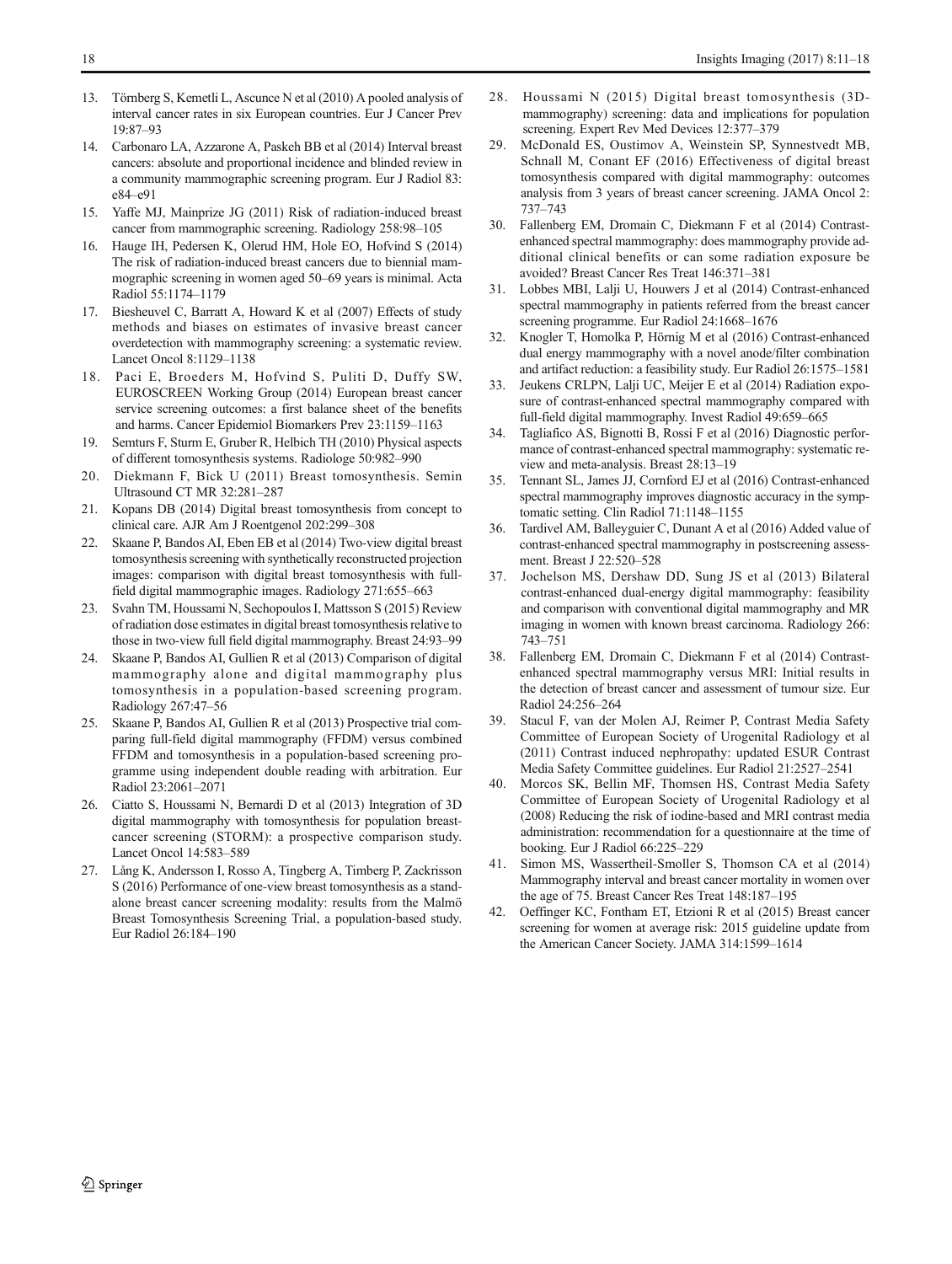13. Törnberg S, Kemetli L, Ascunce N et al (2010) A pooled analysis of interval cancer rates in six European countries. Eur J Cancer Prev 19:87–93
14. Carbonaro LA, Azzarone A, Paskeh BB et al (2014) Interval breast cancers: absolute and proportional incidence and blinded review in a community mammographic screening program. Eur J Radiol 83: e84–e91
15. Yaffe MJ, Mainprize JG (2011) Risk of radiation-induced breast cancer from mammographic screening. Radiology 258:98–105
16. Hauge IH, Pedersen K, Olerud HM, Hole EO, Hofvind S (2014) The risk of radiation-induced breast cancers due to biennial mammographic screening in women aged 50–69 years is minimal. Acta Radiol 55:1174–1179
17. Biesheuvel C, Barratt A, Howard K et al (2007) Effects of study methods and biases on estimates of invasive breast cancer overdetection with mammography screening: a systematic review. Lancet Oncol 8:1129–1138
18. Paci E, Broeders M, Hofvind S, Puliti D, Duffy SW, EUROSCREEN Working Group (2014) European breast cancer service screening outcomes: a first balance sheet of the benefits and harms. Cancer Epidemiol Biomarkers Prev 23:1159–1163
19. Semturs F, Sturm E, Gruber R, Helbich TH (2010) Physical aspects of different tomosynthesis systems. Radiologe 50:982–990
20. Diekmann F, Bick U (2011) Breast tomosynthesis. Semin Ultrasound CT MR 32:281–287
21. Kopans DB (2014) Digital breast tomosynthesis from concept to clinical care. AJR Am J Roentgenol 202:299–308
22. Skaane P, Bandos AI, Eben EB et al (2014) Two-view digital breast tomosynthesis screening with synthetically reconstructed projection images: comparison with digital breast tomosynthesis with full-field digital mammographic images. Radiology 271:655–663
23. Svahn TM, Houssami N, Sechopoulos I, Mattsson S (2015) Review of radiation dose estimates in digital breast tomosynthesis relative to those in two-view full field digital mammography. Breast 24:93–99
24. Skaane P, Bandos AI, Gullien R et al (2013) Comparison of digital mammography alone and digital mammography plus tomosynthesis in a population-based screening program. Radiology 267:47–56
25. Skaane P, Bandos AI, Gullien R et al (2013) Prospective trial comparing full-field digital mammography (FFDM) versus combined FFDM and tomosynthesis in a population-based screening programme using independent double reading with arbitration. Eur Radiol 23:2061–2071
26. Ciatto S, Houssami N, Bernardi D et al (2013) Integration of 3D digital mammography with tomosynthesis for population breast-cancer screening (STORM): a prospective comparison study. Lancet Oncol 14:583–589
27. Lång K, Andersson I, Rosso A, Tingberg A, Timberg P, Zackrisson S (2016) Performance of one-view breast tomosynthesis as a stand-alone breast cancer screening modality: results from the Malmö Breast Tomosynthesis Screening Trial, a population-based study. Eur Radiol 26:184–190
28. Houssami N (2015) Digital breast tomosynthesis (3D-mammography) screening: data and implications for population screening. Expert Rev Med Devices 12:377–379
29. McDonald ES, Oustimov A, Weinstein SP, Synnestvedt MB, Schnall M, Conant EF (2016) Effectiveness of digital breast tomosynthesis compared with digital mammography: outcomes analysis from 3 years of breast cancer screening. JAMA Oncol 2: 737–743
30. Fallenberg EM, Dromain C, Diekmann F et al (2014) Contrast-enhanced spectral mammography: does mammography provide additional clinical benefits or can some radiation exposure be avoided? Breast Cancer Res Treat 146:371–381
31. Lobbes MBI, Lalji U, Houwers J et al (2014) Contrast-enhanced spectral mammography in patients referred from the breast cancer screening programme. Eur Radiol 24:1668–1676
32. Knogler T, Homolka P, Hörnig M et al (2016) Contrast-enhanced dual energy mammography with a novel anode/filter combination and artifact reduction: a feasibility study. Eur Radiol 26:1575–1581
33. Jeukens CRLPN, Lalji UC, Meijer E et al (2014) Radiation exposure of contrast-enhanced spectral mammography compared with full-field digital mammography. Invest Radiol 49:659–665
34. Tagliafico AS, Bignotti B, Rossi F et al (2016) Diagnostic performance of contrast-enhanced spectral mammography: systematic review and meta-analysis. Breast 28:13–19
35. Tennant SL, James JJ, Cornford EJ et al (2016) Contrast-enhanced spectral mammography improves diagnostic accuracy in the symptomatic setting. Clin Radiol 71:1148–1155
36. Tardivel AM, Balleyguier C, Dunant A et al (2016) Added value of contrast-enhanced spectral mammography in postscreening assessment. Breast J 22:520–528
37. Jochelson MS, Dershaw DD, Sung JS et al (2013) Bilateral contrast-enhanced dual-energy digital mammography: feasibility and comparison with conventional digital mammography and MR imaging in women with known breast carcinoma. Radiology 266: 743–751
38. Fallenberg EM, Dromain C, Diekmann F et al (2014) Contrast-enhanced spectral mammography versus MRI: Initial results in the detection of breast cancer and assessment of tumour size. Eur Radiol 24:256–264
39. Stacul F, van der Molen AJ, Reimer P, Contrast Media Safety Committee of European Society of Urogenital Radiology et al (2011) Contrast induced nephropathy: updated ESUR Contrast Media Safety Committee guidelines. Eur Radiol 21:2527–2541
40. Morcos SK, Bellin MF, Thomsen HS, Contrast Media Safety Committee of European Society of Urogenital Radiology et al (2008) Reducing the risk of iodine-based and MRI contrast media administration: recommendation for a questionnaire at the time of booking. Eur J Radiol 66:225–229
41. Simon MS, Wassertheil-Smoller S, Thomson CA et al (2014) Mammography interval and breast cancer mortality in women over the age of 75. Breast Cancer Res Treat 148:187–195
42. Oeffinger KC, Fontham ET, Etzioni R et al (2015) Breast cancer screening for women at average risk: 2015 guideline update from the American Cancer Society. JAMA 314:1599–1614